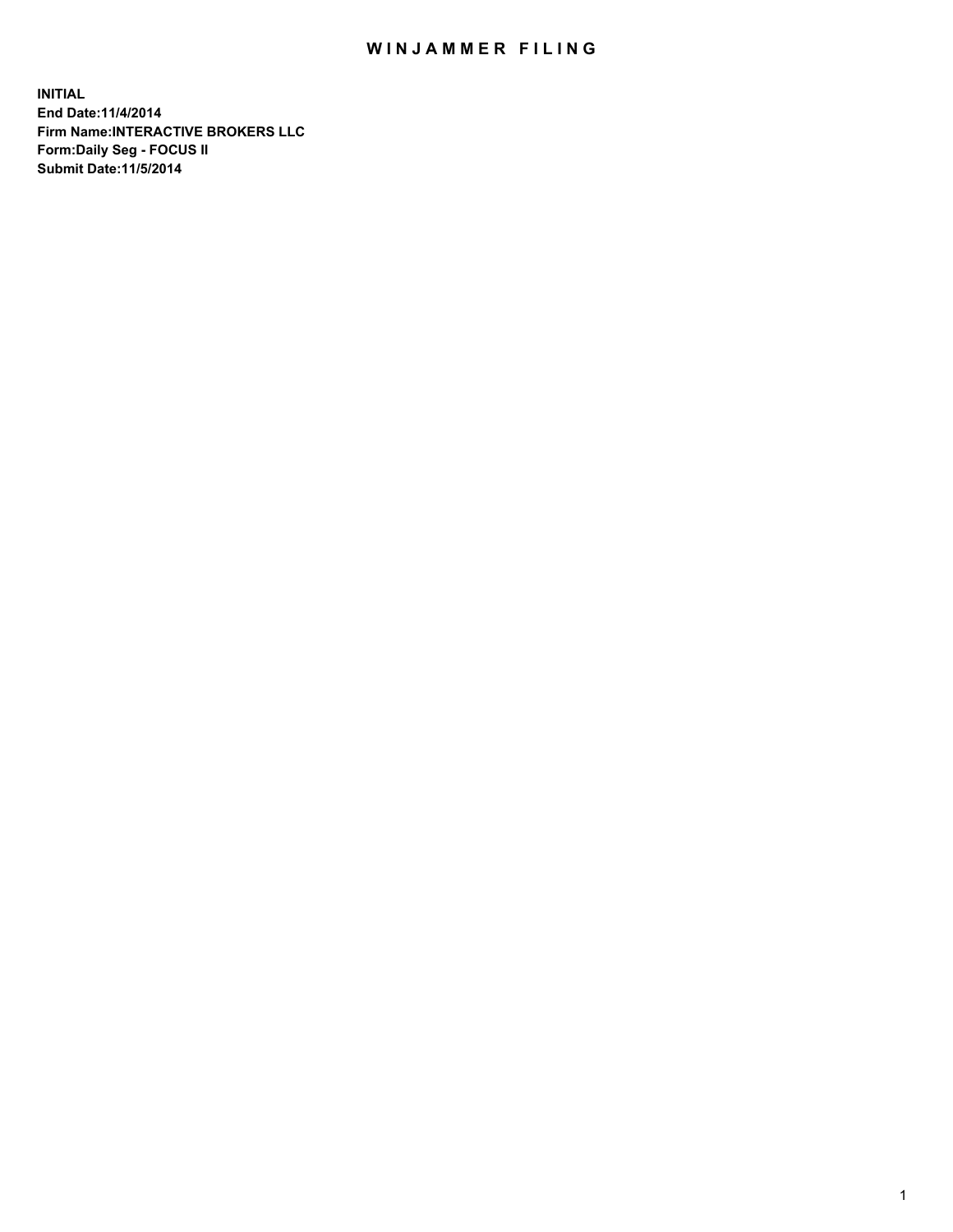# WINJAMMER FILING

**INITIAL**
**End Date:11/4/2014**
**Firm Name:INTERACTIVE BROKERS LLC**
**Form:Daily Seg - FOCUS II**
**Submit Date:11/5/2014**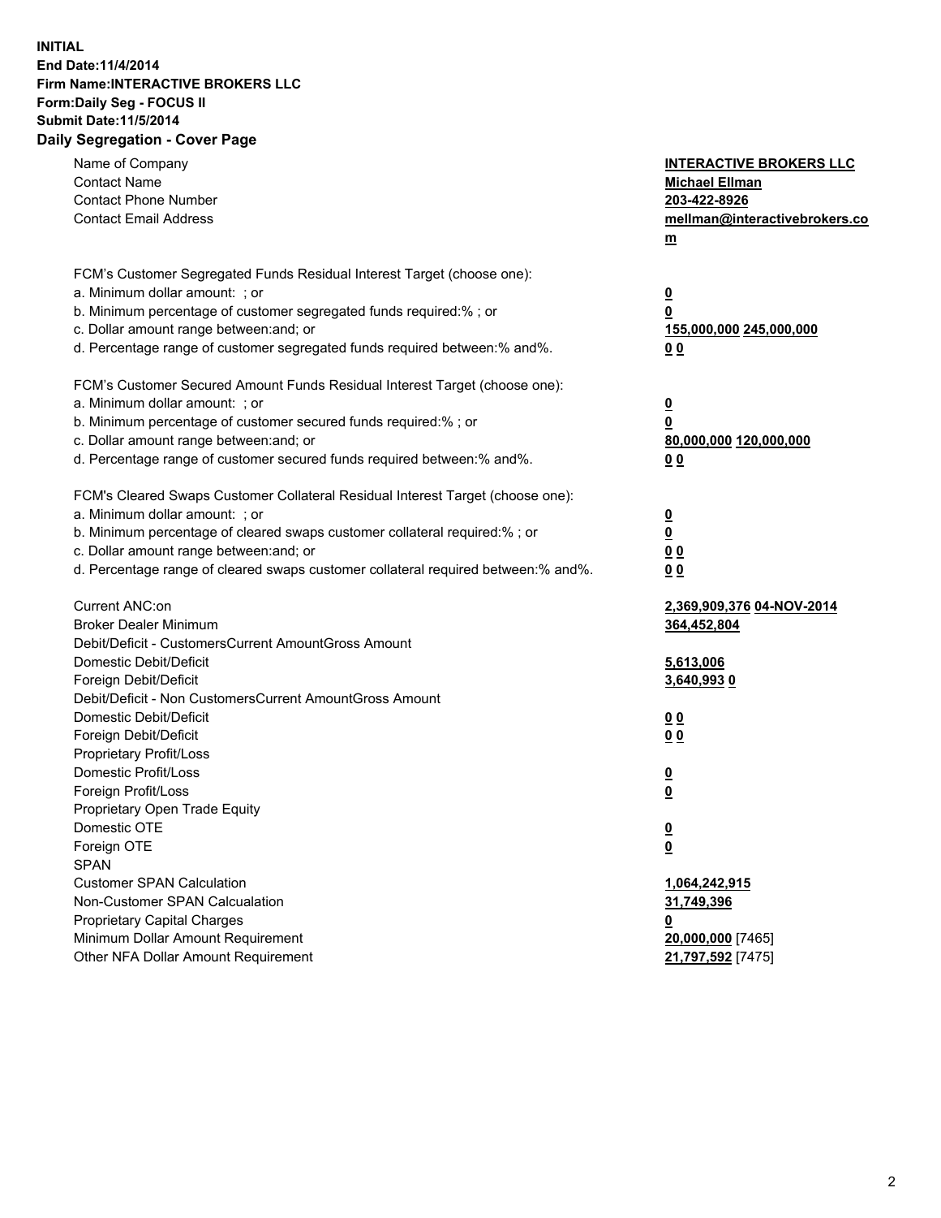**INITIAL**
**End Date:11/4/2014**
**Firm Name:INTERACTIVE BROKERS LLC**
**Form:Daily Seg - FOCUS II**
**Submit Date:11/5/2014**
**Daily Segregation - Cover Page**

| | |
|---|---|
| Name of Company | **INTERACTIVE BROKERS LLC** |
| Contact Name | **Michael Ellman** |
| Contact Phone Number | **203-422-8926** |
| Contact Email Address | **mellman@interactivebrokers.com** |
| | |
| FCM's Customer Segregated Funds Residual Interest Target (choose one): | |
| a. Minimum dollar amount: ; or | **0** |
| b. Minimum percentage of customer segregated funds required:% ; or | **0** |
| c. Dollar amount range between:and; or | **155,000,000 245,000,000** |
| d. Percentage range of customer segregated funds required between:% and%. | **0 0** |
| | |
| FCM's Customer Secured Amount Funds Residual Interest Target (choose one): | |
| a. Minimum dollar amount: ; or | **0** |
| b. Minimum percentage of customer secured funds required:% ; or | **0** |
| c. Dollar amount range between:and; or | **80,000,000 120,000,000** |
| d. Percentage range of customer secured funds required between:% and%. | **0 0** |
| | |
| FCM's Cleared Swaps Customer Collateral Residual Interest Target (choose one): | |
| a. Minimum dollar amount: ; or | **0** |
| b. Minimum percentage of cleared swaps customer collateral required:% ; or | **0** |
| c. Dollar amount range between:and; or | **0 0** |
| d. Percentage range of cleared swaps customer collateral required between:% and%. | **0 0** |
| | |
| Current ANC:on | **2,369,909,376 04-NOV-2014** |
| Broker Dealer Minimum | **364,452,804** |
| Debit/Deficit - CustomersCurrent AmountGross Amount | |
| Domestic Debit/Deficit | **5,613,006** |
| Foreign Debit/Deficit | **3,640,993 0** |
| Debit/Deficit - Non CustomersCurrent AmountGross Amount | |
| Domestic Debit/Deficit | **0 0** |
| Foreign Debit/Deficit | **0 0** |
| Proprietary Profit/Loss | |
| Domestic Profit/Loss | **0** |
| Foreign Profit/Loss | **0** |
| Proprietary Open Trade Equity | |
| Domestic OTE | **0** |
| Foreign OTE | **0** |
| SPAN | |
| Customer SPAN Calculation | **1,064,242,915** |
| Non-Customer SPAN Calcualation | **31,749,396** |
| Proprietary Capital Charges | **0** |
| Minimum Dollar Amount Requirement | **20,000,000** [7465] |
| Other NFA Dollar Amount Requirement | **21,797,592** [7475] |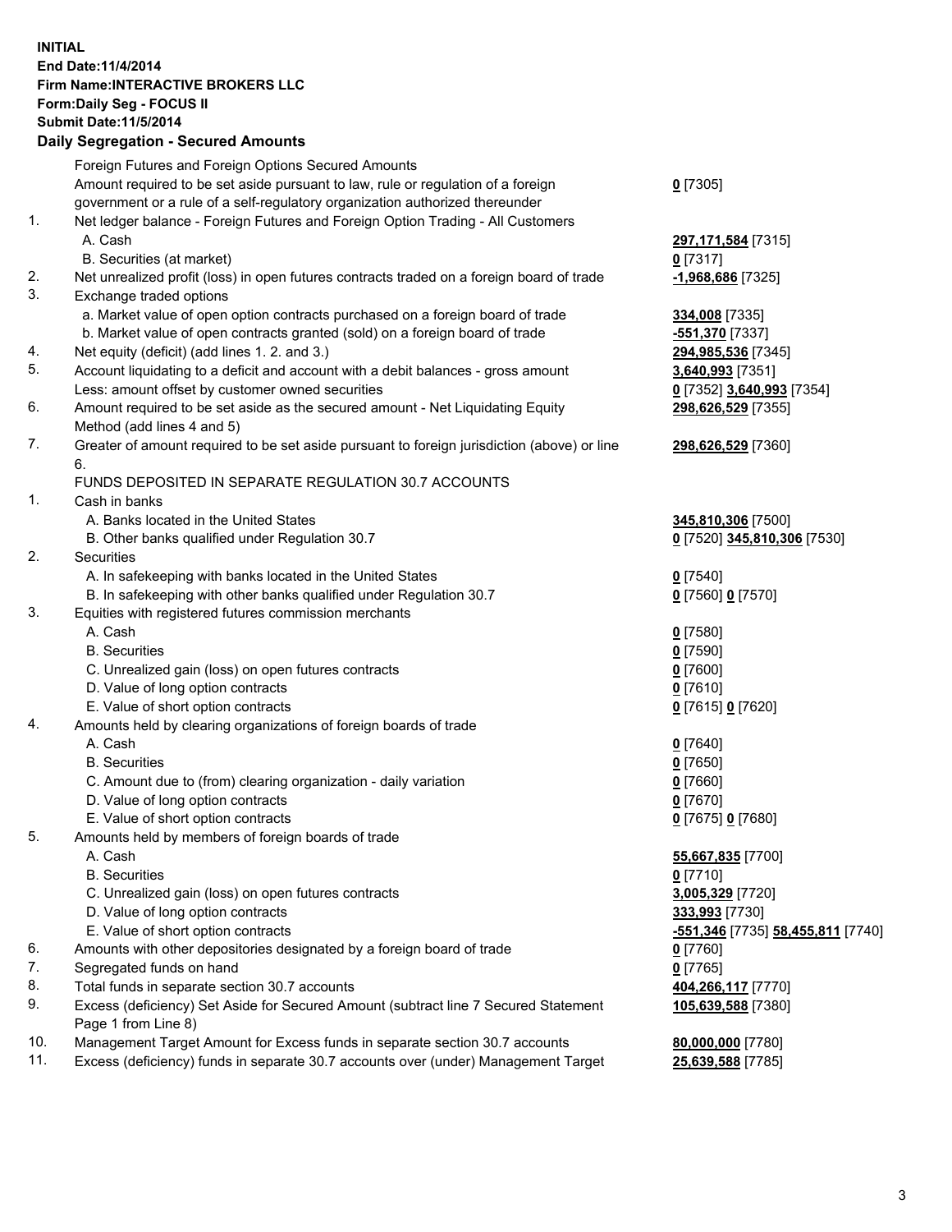**INITIAL**
**End Date:11/4/2014**
**Firm Name:INTERACTIVE BROKERS LLC**
**Form:Daily Seg - FOCUS II**
**Submit Date:11/5/2014**

## Daily Segregation - Secured Amounts

| | | |
|---|---|---|
| | Foreign Futures and Foreign Options Secured Amounts | |
| | Amount required to be set aside pursuant to law, rule or regulation of a foreign government or a rule of a self-regulatory organization authorized thereunder | **0** [7305] |
| 1. | Net ledger balance - Foreign Futures and Foreign Option Trading - All Customers | |
| | A. Cash | **297,171,584** [7315] |
| | B. Securities (at market) | **0** [7317] |
| 2. | Net unrealized profit (loss) in open futures contracts traded on a foreign board of trade | **-1,968,686** [7325] |
| 3. | Exchange traded options | |
| | a. Market value of open option contracts purchased on a foreign board of trade | **334,008** [7335] |
| | b. Market value of open contracts granted (sold) on a foreign board of trade | **-551,370** [7337] |
| 4. | Net equity (deficit) (add lines 1. 2. and 3.) | **294,985,536** [7345] |
| 5. | Account liquidating to a deficit and account with a debit balances - gross amount | **3,640,993** [7351] |
| | Less: amount offset by customer owned securities | **0** [7352] **3,640,993** [7354] |
| 6. | Amount required to be set aside as the secured amount - Net Liquidating Equity Method (add lines 4 and 5) | **298,626,529** [7355] |
| 7. | Greater of amount required to be set aside pursuant to foreign jurisdiction (above) or line 6. | **298,626,529** [7360] |
| | FUNDS DEPOSITED IN SEPARATE REGULATION 30.7 ACCOUNTS | |
| 1. | Cash in banks | |
| | A. Banks located in the United States | **345,810,306** [7500] |
| | B. Other banks qualified under Regulation 30.7 | **0** [7520] **345,810,306** [7530] |
| 2. | Securities | |
| | A. In safekeeping with banks located in the United States | **0** [7540] |
| | B. In safekeeping with other banks qualified under Regulation 30.7 | **0** [7560] **0** [7570] |
| 3. | Equities with registered futures commission merchants | |
| | A. Cash | **0** [7580] |
| | B. Securities | **0** [7590] |
| | C. Unrealized gain (loss) on open futures contracts | **0** [7600] |
| | D. Value of long option contracts | **0** [7610] |
| | E. Value of short option contracts | **0** [7615] **0** [7620] |
| 4. | Amounts held by clearing organizations of foreign boards of trade | |
| | A. Cash | **0** [7640] |
| | B. Securities | **0** [7650] |
| | C. Amount due to (from) clearing organization - daily variation | **0** [7660] |
| | D. Value of long option contracts | **0** [7670] |
| | E. Value of short option contracts | **0** [7675] **0** [7680] |
| 5. | Amounts held by members of foreign boards of trade | |
| | A. Cash | **55,667,835** [7700] |
| | B. Securities | **0** [7710] |
| | C. Unrealized gain (loss) on open futures contracts | **3,005,329** [7720] |
| | D. Value of long option contracts | **333,993** [7730] |
| | E. Value of short option contracts | **-551,346** [7735] **58,455,811** [7740] |
| 6. | Amounts with other depositories designated by a foreign board of trade | **0** [7760] |
| 7. | Segregated funds on hand | **0** [7765] |
| 8. | Total funds in separate section 30.7 accounts | **404,266,117** [7770] |
| 9. | Excess (deficiency) Set Aside for Secured Amount (subtract line 7 Secured Statement Page 1 from Line 8) | **105,639,588** [7380] |
| 10. | Management Target Amount for Excess funds in separate section 30.7 accounts | **80,000,000** [7780] |
| 11. | Excess (deficiency) funds in separate 30.7 accounts over (under) Management Target | **25,639,588** [7785] |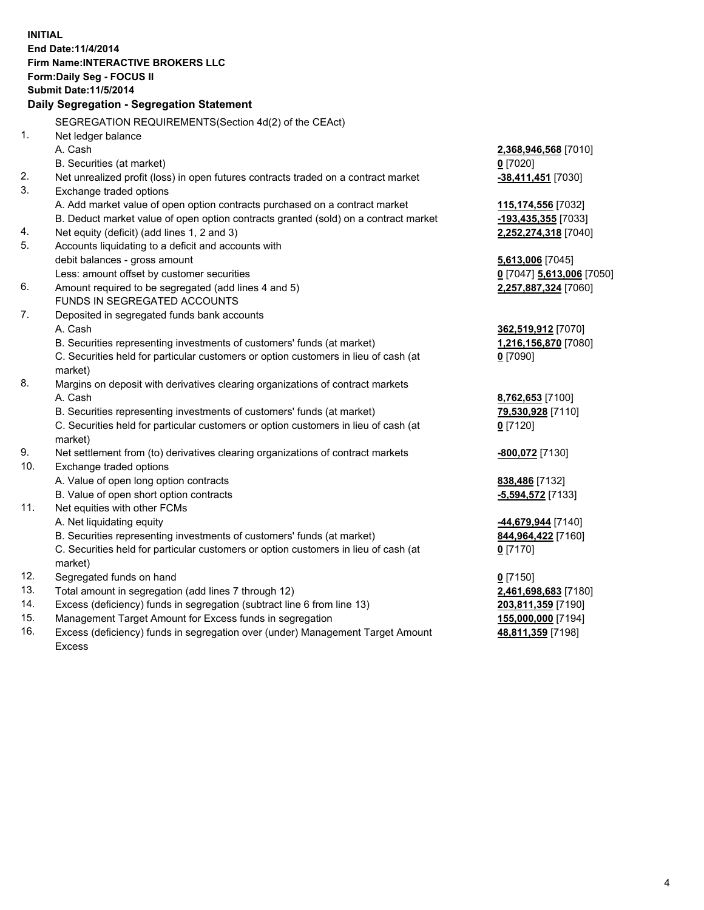**INITIAL**
**End Date:11/4/2014**
**Firm Name:INTERACTIVE BROKERS LLC**
**Form:Daily Seg - FOCUS II**
**Submit Date:11/5/2014**

**Daily Segregation - Segregation Statement**

SEGREGATION REQUIREMENTS(Section 4d(2) of the CEAct)

| | | |
|---|---|---|
| 1. | Net ledger balance | |
| | A. Cash | **2,368,946,568** [7010] |
| | B. Securities (at market) | **0** [7020] |
| 2. | Net unrealized profit (loss) in open futures contracts traded on a contract market | **-38,411,451** [7030] |
| 3. | Exchange traded options | |
| | A. Add market value of open option contracts purchased on a contract market | **115,174,556** [7032] |
| | B. Deduct market value of open option contracts granted (sold) on a contract market | **-193,435,355** [7033] |
| 4. | Net equity (deficit) (add lines 1, 2 and 3) | **2,252,274,318** [7040] |
| 5. | Accounts liquidating to a deficit and accounts with debit balances - gross amount | **5,613,006** [7045] |
| | Less: amount offset by customer securities | **0** [7047] **5,613,006** [7050] |
| 6. | Amount required to be segregated (add lines 4 and 5) | **2,257,887,324** [7060] |
| | FUNDS IN SEGREGATED ACCOUNTS | |
| 7. | Deposited in segregated funds bank accounts | |
| | A. Cash | **362,519,912** [7070] |
| | B. Securities representing investments of customers' funds (at market) | **1,216,156,870** [7080] |
| | C. Securities held for particular customers or option customers in lieu of cash (at market) | **0** [7090] |
| 8. | Margins on deposit with derivatives clearing organizations of contract markets | |
| | A. Cash | **8,762,653** [7100] |
| | B. Securities representing investments of customers' funds (at market) | **79,530,928** [7110] |
| | C. Securities held for particular customers or option customers in lieu of cash (at market) | **0** [7120] |
| 9. | Net settlement from (to) derivatives clearing organizations of contract markets | **-800,072** [7130] |
| 10. | Exchange traded options | |
| | A. Value of open long option contracts | **838,486** [7132] |
| | B. Value of open short option contracts | **-5,594,572** [7133] |
| 11. | Net equities with other FCMs | |
| | A. Net liquidating equity | **-44,679,944** [7140] |
| | B. Securities representing investments of customers' funds (at market) | **844,964,422** [7160] |
| | C. Securities held for particular customers or option customers in lieu of cash (at market) | **0** [7170] |
| 12. | Segregated funds on hand | **0** [7150] |
| 13. | Total amount in segregation (add lines 7 through 12) | **2,461,698,683** [7180] |
| 14. | Excess (deficiency) funds in segregation (subtract line 6 from line 13) | **203,811,359** [7190] |
| 15. | Management Target Amount for Excess funds in segregation | **155,000,000** [7194] |
| 16. | Excess (deficiency) funds in segregation over (under) Management Target Amount Excess | **48,811,359** [7198] |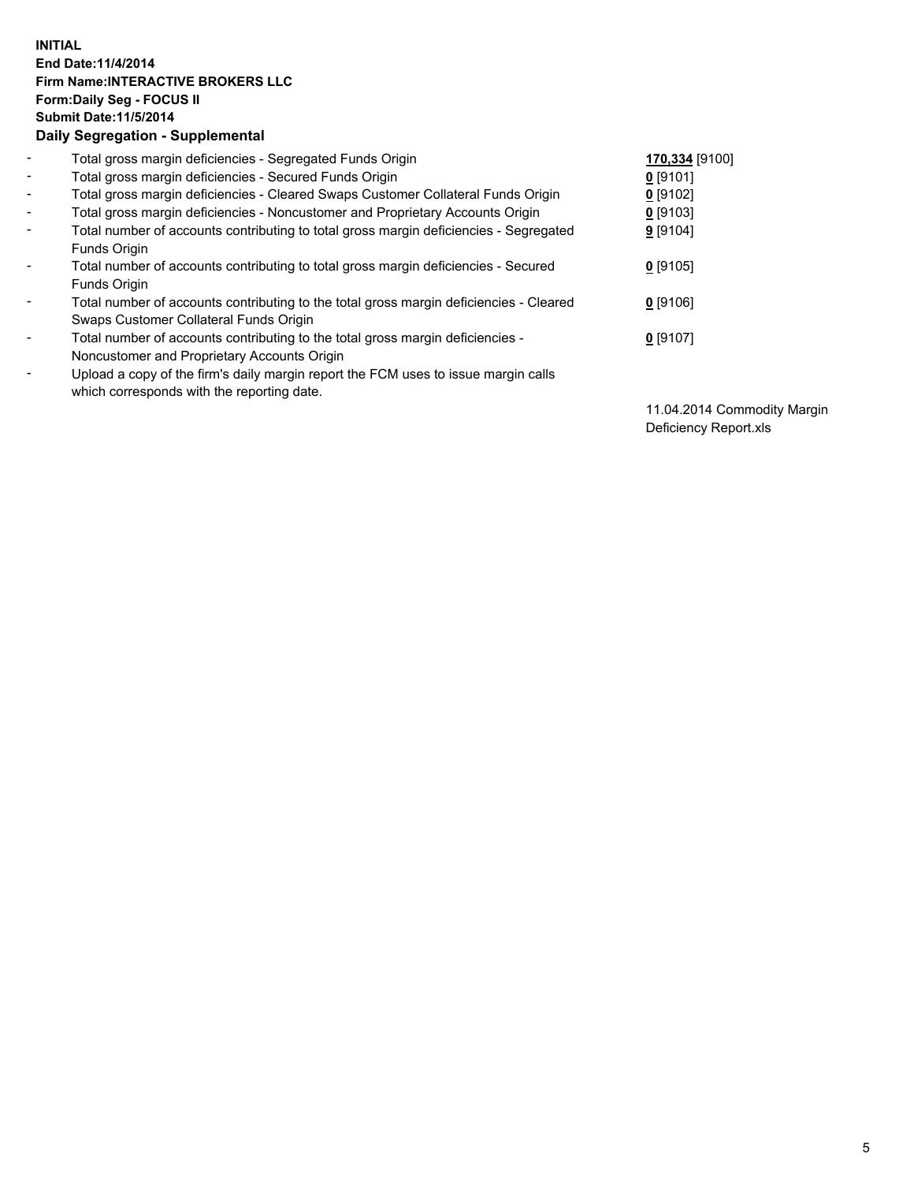**INITIAL**
**End Date:11/4/2014**
**Firm Name:INTERACTIVE BROKERS LLC**
**Form:Daily Seg - FOCUS II**
**Submit Date:11/5/2014**
**Daily Segregation - Supplemental**

| | | |
|---|---|---|
| - | Total gross margin deficiencies - Segregated Funds Origin | **170,334** [9100] |
| - | Total gross margin deficiencies - Secured Funds Origin | **0** [9101] |
| - | Total gross margin deficiencies - Cleared Swaps Customer Collateral Funds Origin | **0** [9102] |
| - | Total gross margin deficiencies - Noncustomer and Proprietary Accounts Origin | **0** [9103] |
| - | Total number of accounts contributing to total gross margin deficiencies - Segregated Funds Origin | **9** [9104] |
| - | Total number of accounts contributing to total gross margin deficiencies - Secured Funds Origin | **0** [9105] |
| - | Total number of accounts contributing to the total gross margin deficiencies - Cleared Swaps Customer Collateral Funds Origin | **0** [9106] |
| - | Total number of accounts contributing to the total gross margin deficiencies - Noncustomer and Proprietary Accounts Origin | **0** [9107] |
| - | Upload a copy of the firm's daily margin report the FCM uses to issue margin calls which corresponds with the reporting date. | 11.04.2014 Commodity Margin Deficiency Report.xls |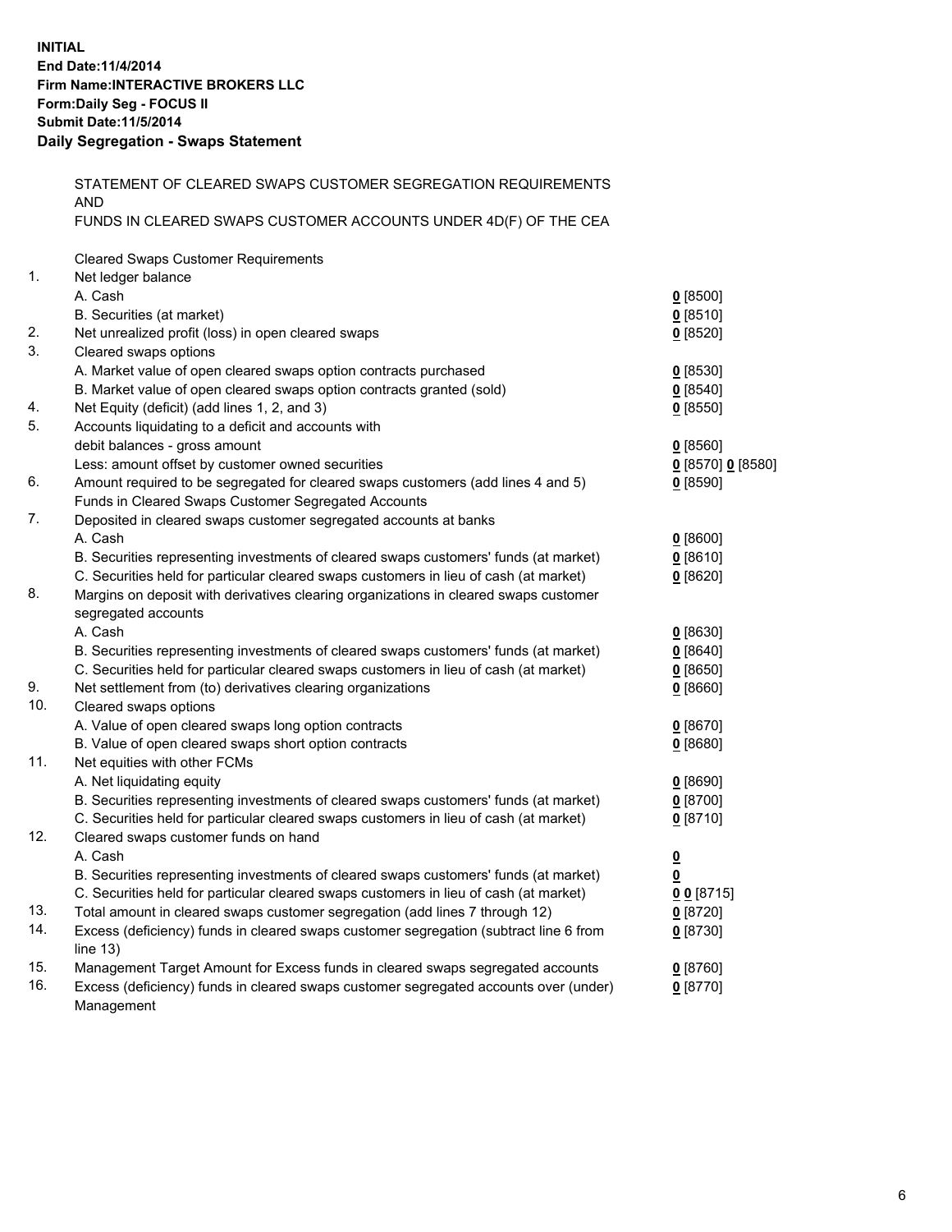**INITIAL**
**End Date:11/4/2014**
**Firm Name:INTERACTIVE BROKERS LLC**
**Form:Daily Seg - FOCUS II**
**Submit Date:11/5/2014**
**Daily Segregation - Swaps Statement**

STATEMENT OF CLEARED SWAPS CUSTOMER SEGREGATION REQUIREMENTS
AND
FUNDS IN CLEARED SWAPS CUSTOMER ACCOUNTS UNDER 4D(F) OF THE CEA

| | | |
|---|---|---|
| | Cleared Swaps Customer Requirements | |
| 1. | Net ledger balance | |
| | A. Cash | 0 [8500] |
| | B. Securities (at market) | 0 [8510] |
| 2. | Net unrealized profit (loss) in open cleared swaps | 0 [8520] |
| 3. | Cleared swaps options | |
| | A. Market value of open cleared swaps option contracts purchased | 0 [8530] |
| | B. Market value of open cleared swaps option contracts granted (sold) | 0 [8540] |
| 4. | Net Equity (deficit) (add lines 1, 2, and 3) | 0 [8550] |
| 5. | Accounts liquidating to a deficit and accounts with | |
| | debit balances - gross amount | 0 [8560] |
| | Less: amount offset by customer owned securities | 0 [8570] 0 [8580] |
| 6. | Amount required to be segregated for cleared swaps customers (add lines 4 and 5) | 0 [8590] |
| | Funds in Cleared Swaps Customer Segregated Accounts | |
| 7. | Deposited in cleared swaps customer segregated accounts at banks | |
| | A. Cash | 0 [8600] |
| | B. Securities representing investments of cleared swaps customers' funds (at market) | 0 [8610] |
| | C. Securities held for particular cleared swaps customers in lieu of cash (at market) | 0 [8620] |
| 8. | Margins on deposit with derivatives clearing organizations in cleared swaps customer segregated accounts | |
| | A. Cash | 0 [8630] |
| | B. Securities representing investments of cleared swaps customers' funds (at market) | 0 [8640] |
| | C. Securities held for particular cleared swaps customers in lieu of cash (at market) | 0 [8650] |
| 9. | Net settlement from (to) derivatives clearing organizations | 0 [8660] |
| 10. | Cleared swaps options | |
| | A. Value of open cleared swaps long option contracts | 0 [8670] |
| | B. Value of open cleared swaps short option contracts | 0 [8680] |
| 11. | Net equities with other FCMs | |
| | A. Net liquidating equity | 0 [8690] |
| | B. Securities representing investments of cleared swaps customers' funds (at market) | 0 [8700] |
| | C. Securities held for particular cleared swaps customers in lieu of cash (at market) | 0 [8710] |
| 12. | Cleared swaps customer funds on hand | |
| | A. Cash | 0 |
| | B. Securities representing investments of cleared swaps customers' funds (at market) | 0 |
| | C. Securities held for particular cleared swaps customers in lieu of cash (at market) | 0 0 [8715] |
| 13. | Total amount in cleared swaps customer segregation (add lines 7 through 12) | 0 [8720] |
| 14. | Excess (deficiency) funds in cleared swaps customer segregation (subtract line 6 from line 13) | 0 [8730] |
| 15. | Management Target Amount for Excess funds in cleared swaps segregated accounts | 0 [8760] |
| 16. | Excess (deficiency) funds in cleared swaps customer segregated accounts over (under) Management | 0 [8770] |